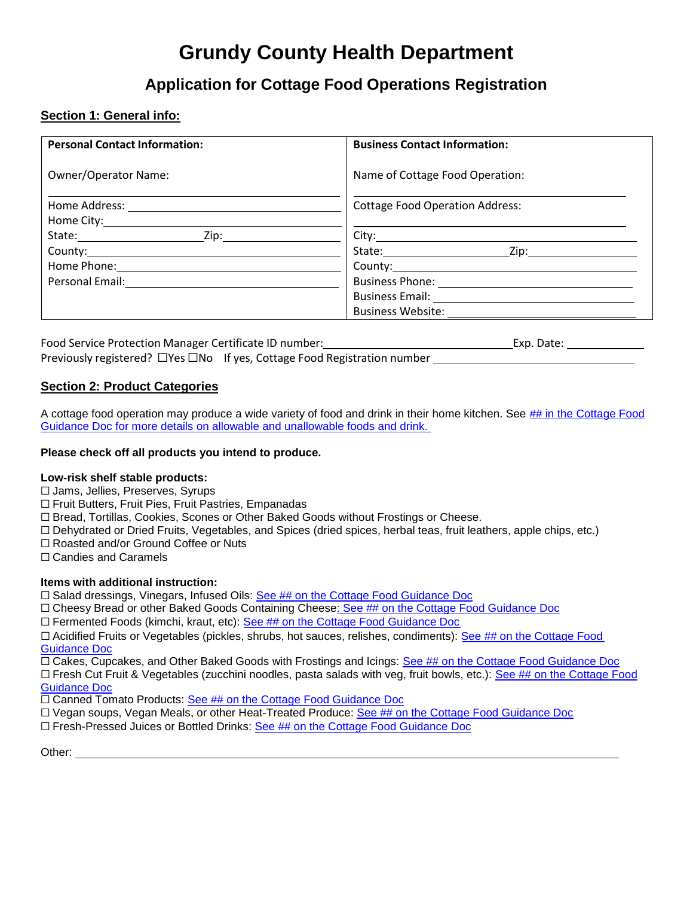# Grundy County Health Department

## Application for Cottage Food Operations Registration

### Section 1: General info:

| Personal Contact Information: | Business Contact Information: |
|---|---|
| Owner/Operator Name: | Name of Cottage Food Operation: |
| Home Address: | Cottage Food Operation Address: |
| Home City: | City: |
| State: Zip: | State: Zip: |
| County: | County: |
| Home Phone: | Business Phone: |
| Personal Email: | Business Email: |
| | Business Website: |

Food Service Protection Manager Certificate ID number: ______________________ Exp. Date: __________

Previously registered? ☐Yes ☐No If yes, Cottage Food Registration number ______________________

### Section 2: Product Categories

A cottage food operation may produce a wide variety of food and drink in their home kitchen. See ## in the Cottage Food Guidance Doc for more details on allowable and unallowable foods and drink.

**Please check off all products you intend to produce.**

**Low-risk shelf stable products:**

☐ Jams, Jellies, Preserves, Syrups
☐ Fruit Butters, Fruit Pies, Fruit Pastries, Empanadas
☐ Bread, Tortillas, Cookies, Scones or Other Baked Goods without Frostings or Cheese.
☐ Dehydrated or Dried Fruits, Vegetables, and Spices (dried spices, herbal teas, fruit leathers, apple chips, etc.)
☐ Roasted and/or Ground Coffee or Nuts
☐ Candies and Caramels

**Items with additional instruction:**

☐ Salad dressings, Vinegars, Infused Oils: See ## on the Cottage Food Guidance Doc
☐ Cheesy Bread or other Baked Goods Containing Cheese: See ## on the Cottage Food Guidance Doc
☐ Fermented Foods (kimchi, kraut, etc): See ## on the Cottage Food Guidance Doc
☐ Acidified Fruits or Vegetables (pickles, shrubs, hot sauces, relishes, condiments): See ## on the Cottage Food Guidance Doc
☐ Cakes, Cupcakes, and Other Baked Goods with Frostings and Icings: See ## on the Cottage Food Guidance Doc
☐ Fresh Cut Fruit & Vegetables (zucchini noodles, pasta salads with veg, fruit bowls, etc.): See ## on the Cottage Food Guidance Doc
☐ Canned Tomato Products: See ## on the Cottage Food Guidance Doc
☐ Vegan soups, Vegan Meals, or other Heat-Treated Produce: See ## on the Cottage Food Guidance Doc
☐ Fresh-Pressed Juices or Bottled Drinks: See ## on the Cottage Food Guidance Doc

Other: ______________________________________________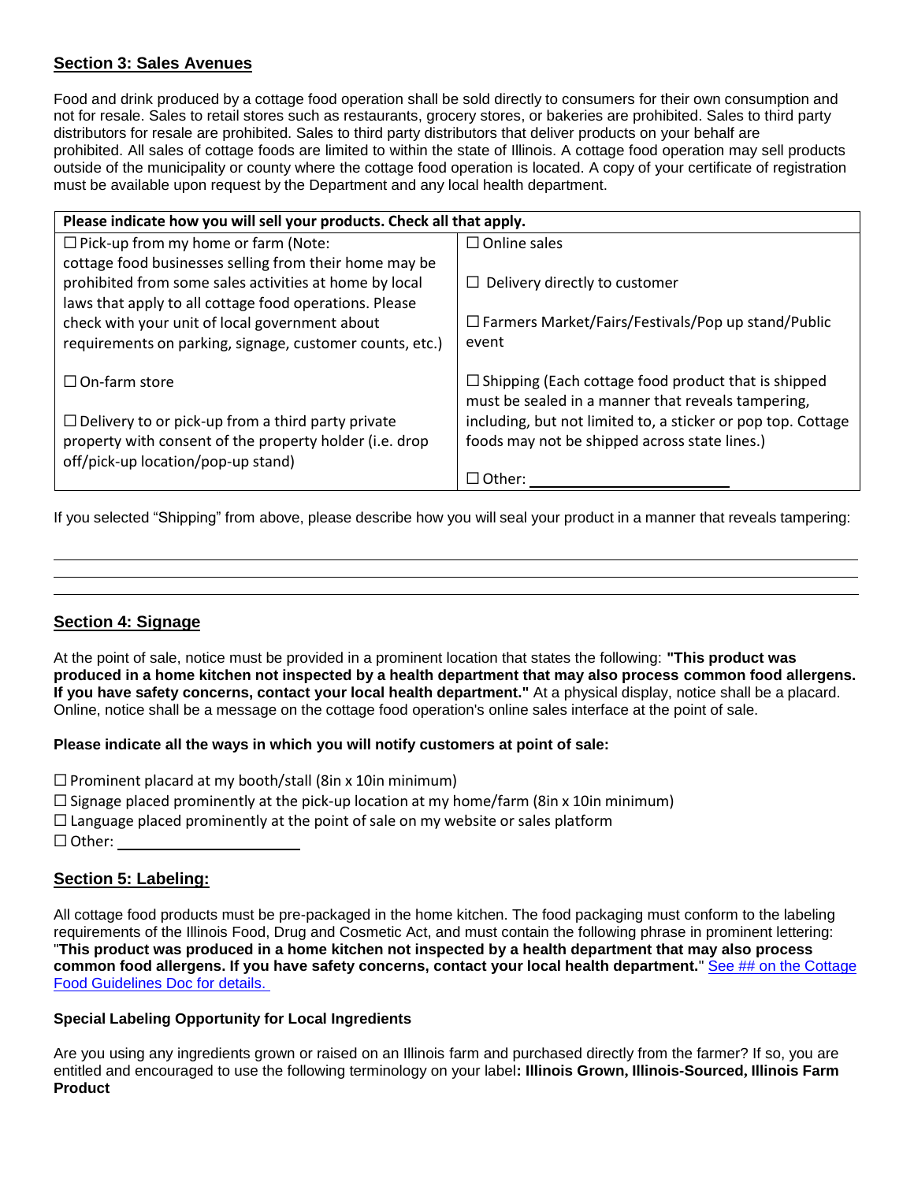## Section 3: Sales Avenues

Food and drink produced by a cottage food operation shall be sold directly to consumers for their own consumption and not for resale. Sales to retail stores such as restaurants, grocery stores, or bakeries are prohibited. Sales to third party distributors for resale are prohibited. Sales to third party distributors that deliver products on your behalf are prohibited. All sales of cottage foods are limited to within the state of Illinois. A cottage food operation may sell products outside of the municipality or county where the cottage food operation is located. A copy of your certificate of registration must be available upon request by the Department and any local health department.

| Please indicate how you will sell your products. Check all that apply. | |
|---|---|
| ☐ Pick-up from my home or farm (Note: cottage food businesses selling from their home may be prohibited from some sales activities at home by local laws that apply to all cottage food operations. Please check with your unit of local government about requirements on parking, signage, customer counts, etc.) | ☐ Online sales<br>☐ Delivery directly to customer<br>☐ Farmers Market/Fairs/Festivals/Pop up stand/Public event |
| ☐ On-farm store<br>☐ Delivery to or pick-up from a third party private property with consent of the property holder (i.e. drop off/pick-up location/pop-up stand) | ☐ Shipping (Each cottage food product that is shipped must be sealed in a manner that reveals tampering, including, but not limited to, a sticker or pop top. Cottage foods may not be shipped across state lines.)<br>☐ Other: ______________________ |

If you selected "Shipping" from above, please describe how you will seal your product in a manner that reveals tampering:

______________________________________________________________________________

______________________________________________________________________________

______________________________________________________________________________

## Section 4: Signage

At the point of sale, notice must be provided in a prominent location that states the following: **"This product was produced in a home kitchen not inspected by a health department that may also process common food allergens. If you have safety concerns, contact your local health department."** At a physical display, notice shall be a placard. Online, notice shall be a message on the cottage food operation's online sales interface at the point of sale.

**Please indicate all the ways in which you will notify customers at point of sale:**

☐ Prominent placard at my booth/stall (8in x 10in minimum)
☐ Signage placed prominently at the pick-up location at my home/farm (8in x 10in minimum)
☐ Language placed prominently at the point of sale on my website or sales platform
☐ Other: ______________________

## Section 5: Labeling:

All cottage food products must be pre-packaged in the home kitchen. The food packaging must conform to the labeling requirements of the Illinois Food, Drug and Cosmetic Act, and must contain the following phrase in prominent lettering: "**This product was produced in a home kitchen not inspected by a health department that may also process common food allergens. If you have safety concerns, contact your local health department.**" See ## on the Cottage Food Guidelines Doc for details.

**Special Labeling Opportunity for Local Ingredients**

Are you using any ingredients grown or raised on an Illinois farm and purchased directly from the farmer? If so, you are entitled and encouraged to use the following terminology on your label**: Illinois Grown, Illinois-Sourced, Illinois Farm Product**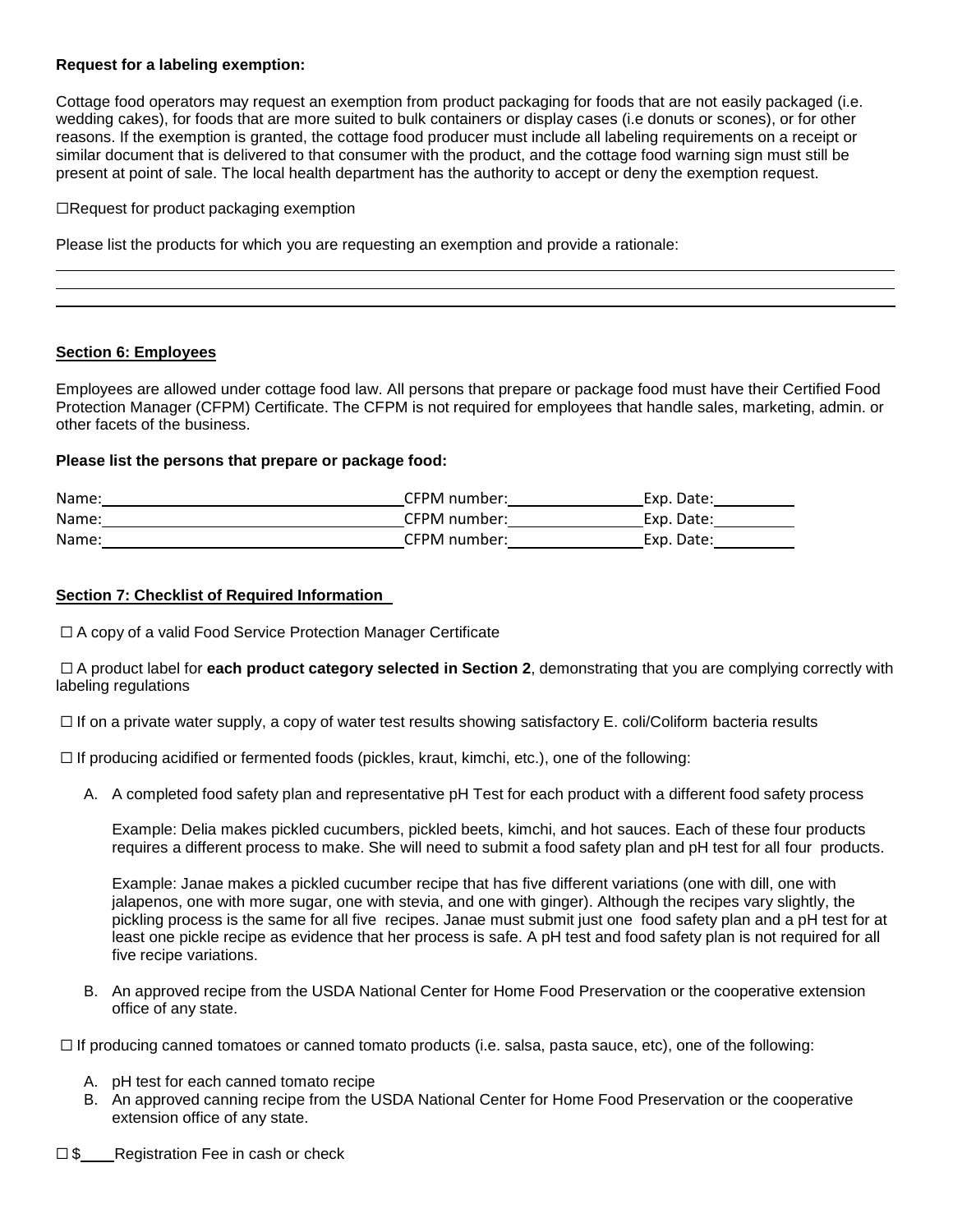**Request for a labeling exemption:**

Cottage food operators may request an exemption from product packaging for foods that are not easily packaged (i.e. wedding cakes), for foods that are more suited to bulk containers or display cases (i.e donuts or scones), or for other reasons. If the exemption is granted, the cottage food producer must include all labeling requirements on a receipt or similar document that is delivered to that consumer with the product, and the cottage food warning sign must still be present at point of sale. The local health department has the authority to accept or deny the exemption request.

☐Request for product packaging exemption

Please list the products for which you are requesting an exemption and provide a rationale:

\_\_\_\_\_\_\_\_\_\_\_\_\_\_\_\_\_\_\_\_\_\_\_\_\_\_\_\_\_\_\_\_\_\_\_\_\_\_\_\_\_\_\_\_\_\_\_\_\_\_\_\_\_\_\_\_\_\_\_\_\_\_\_\_\_\_\_\_\_\_\_\_\_\_\_\_\_\_

\_\_\_\_\_\_\_\_\_\_\_\_\_\_\_\_\_\_\_\_\_\_\_\_\_\_\_\_\_\_\_\_\_\_\_\_\_\_\_\_\_\_\_\_\_\_\_\_\_\_\_\_\_\_\_\_\_\_\_\_\_\_\_\_\_\_\_\_\_\_\_\_\_\_\_\_\_\_

\_\_\_\_\_\_\_\_\_\_\_\_\_\_\_\_\_\_\_\_\_\_\_\_\_\_\_\_\_\_\_\_\_\_\_\_\_\_\_\_\_\_\_\_\_\_\_\_\_\_\_\_\_\_\_\_\_\_\_\_\_\_\_\_\_\_\_\_\_\_\_\_\_\_\_\_\_\_

## Section 6: Employees

Employees are allowed under cottage food law. All persons that prepare or package food must have their Certified Food Protection Manager (CFPM) Certificate. The CFPM is not required for employees that handle sales, marketing, admin. or other facets of the business.

**Please list the persons that prepare or package food:**

Name:\_\_\_\_\_\_\_\_\_\_\_\_\_\_\_\_\_\_\_\_\_\_\_\_\_\_\_\_\_ CFPM number:\_\_\_\_\_\_\_\_\_\_\_\_\_\_ Exp. Date:\_\_\_\_\_\_\_\_\_

Name:\_\_\_\_\_\_\_\_\_\_\_\_\_\_\_\_\_\_\_\_\_\_\_\_\_\_\_\_\_ CFPM number:\_\_\_\_\_\_\_\_\_\_\_\_\_\_ Exp. Date:\_\_\_\_\_\_\_\_\_

Name:\_\_\_\_\_\_\_\_\_\_\_\_\_\_\_\_\_\_\_\_\_\_\_\_\_\_\_\_\_ CFPM number:\_\_\_\_\_\_\_\_\_\_\_\_\_\_ Exp. Date:\_\_\_\_\_\_\_\_\_

## Section 7: Checklist of Required Information

☐ A copy of a valid Food Service Protection Manager Certificate

☐ A product label for **each product category selected in Section 2**, demonstrating that you are complying correctly with labeling regulations

☐ If on a private water supply, a copy of water test results showing satisfactory E. coli/Coliform bacteria results

☐ If producing acidified or fermented foods (pickles, kraut, kimchi, etc.), one of the following:

A. A completed food safety plan and representative pH Test for each product with a different food safety process

   Example: Delia makes pickled cucumbers, pickled beets, kimchi, and hot sauces. Each of these four products requires a different process to make. She will need to submit a food safety plan and pH test for all four products.

   Example: Janae makes a pickled cucumber recipe that has five different variations (one with dill, one with jalapenos, one with more sugar, one with stevia, and one with ginger). Although the recipes vary slightly, the pickling process is the same for all five recipes. Janae must submit just one food safety plan and a pH test for at least one pickle recipe as evidence that her process is safe. A pH test and food safety plan is not required for all five recipe variations.

B. An approved recipe from the USDA National Center for Home Food Preservation or the cooperative extension office of any state.

☐ If producing canned tomatoes or canned tomato products (i.e. salsa, pasta sauce, etc), one of the following:

A. pH test for each canned tomato recipe
B. An approved canning recipe from the USDA National Center for Home Food Preservation or the cooperative extension office of any state.

☐ $\_\_\_\_ Registration Fee in cash or check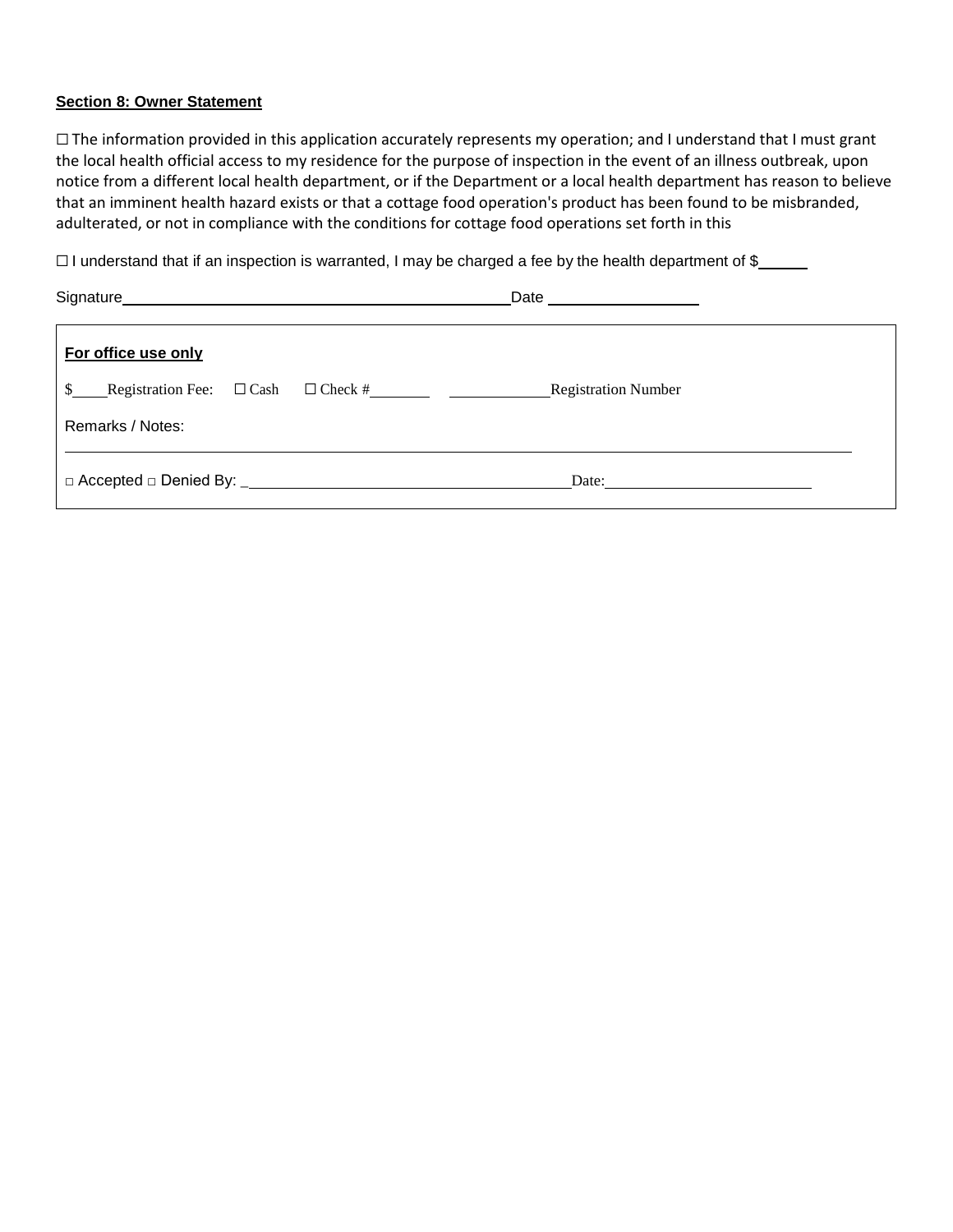**Section 8: Owner Statement**

☐ The information provided in this application accurately represents my operation; and I understand that I must grant the local health official access to my residence for the purpose of inspection in the event of an illness outbreak, upon notice from a different local health department, or if the Department or a local health department has reason to believe that an imminent health hazard exists or that a cottage food operation's product has been found to be misbranded, adulterated, or not in compliance with the conditions for cottage food operations set forth in this

☐ I understand that if an inspection is warranted, I may be charged a fee by the health department of $\_\_\_\_\_\_

Signature\_\_\_\_\_\_\_\_\_\_\_\_\_\_\_\_\_\_\_\_\_\_\_\_\_\_\_\_\_\_\_\_\_\_\_\_\_\_\_\_\_\_\_\_ Date \_\_\_\_\_\_\_\_\_\_\_\_\_\_\_\_\_\_

**For office use only**

$\_\_\_\_ Registration Fee: ☐ Cash ☐ Check #\_\_\_\_\_\_\_\_ \_\_\_\_\_\_\_\_\_\_\_\_Registration Number

Remarks / Notes:

\_\_\_\_\_\_\_\_\_\_\_\_\_\_\_\_\_\_\_\_\_\_\_\_\_\_\_\_\_\_\_\_\_\_\_\_\_\_\_\_\_\_\_\_\_\_\_\_\_\_\_\_\_\_\_\_\_\_\_\_\_\_\_\_\_\_\_\_\_\_\_\_\_\_\_\_\_\_\_\_

□ Accepted □ Denied By: \_\_\_\_\_\_\_\_\_\_\_\_\_\_\_\_\_\_\_\_\_\_\_\_\_\_\_\_\_\_\_\_\_\_\_\_\_\_\_\_ Date:\_\_\_\_\_\_\_\_\_\_\_\_\_\_\_\_\_\_\_\_\_\_\_\_\_